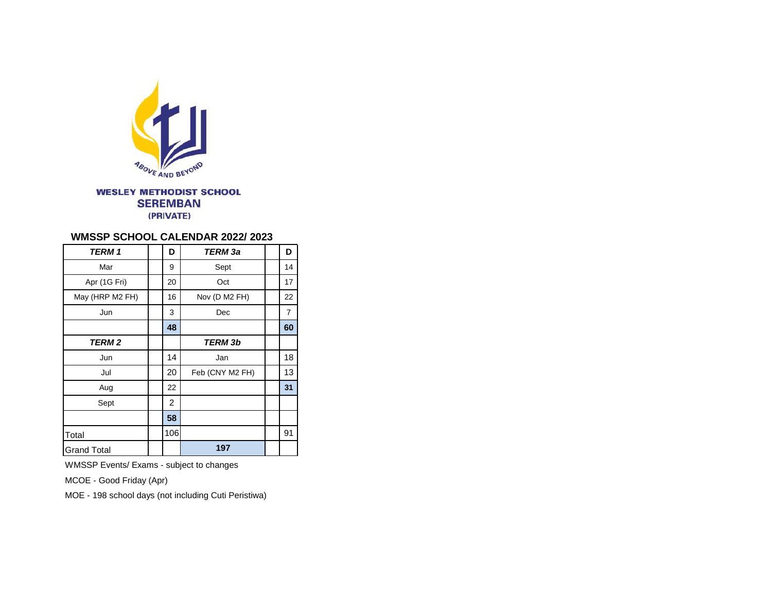WESLEY METHODIST SCHOOL
SEREMBAN
(PRIVATE)

## WMSSP SCHOOL CALENDAR 2022/ 2023

| ***TERM 1*** | | **D** | ***TERM 3a*** | | **D** |
|---|---|---|---|---|---|
| Mar | | 9 | Sept | | 14 |
| Apr (1G Fri) | | 20 | Oct | | 17 |
| May (HRP M2 FH) | | 16 | Nov (D M2 FH) | | 22 |
| Jun | | 3 | Dec | | 7 |
| | | **48** | | | **60** |
| ***TERM 2*** | | | ***TERM 3b*** | | |
| Jun | | 14 | Jan | | 18 |
| Jul | | 20 | Feb (CNY M2 FH) | | 13 |
| Aug | | 22 | | | **31** |
| Sept | | 2 | | | |
| | | **58** | | | |
| Total | | 106 | | | 91 |
| Grand Total | | | **197** | | |

WMSSP Events/ Exams - subject to changes

MCOE - Good Friday (Apr)

MOE - 198 school days (not including Cuti Peristiwa)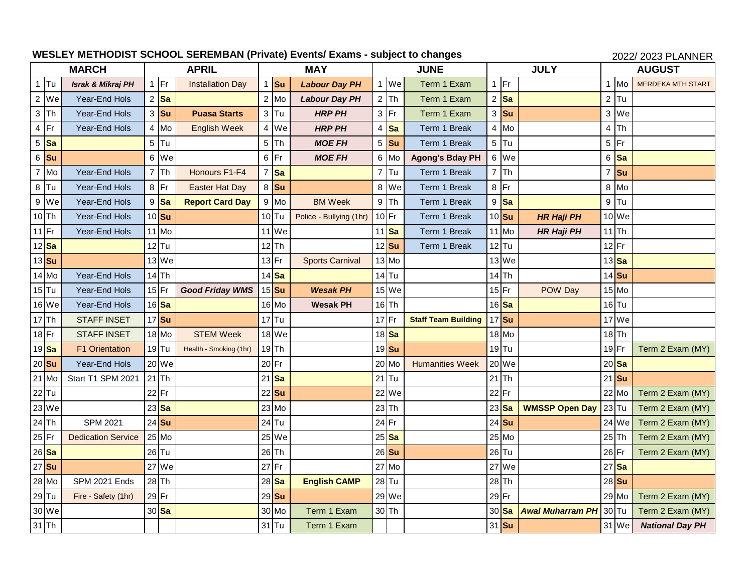**WESLEY METHODIST SCHOOL SEREMBAN (Private) Events/ Exams - subject to changes** 2022/ 2023 PLANNER

| MARCH | | | APRIL | | | MAY | | | JUNE | | | JULY | | | AUGUST | | |
|---|---|---|---|---|---|---|---|---|---|---|---|---|---|---|---|---|---|
| 1 | Tu | ***Israk & Mikraj PH*** | 1 | Fr | Installation Day | 1 | **Su** | ***Labour Day PH*** | 1 | We | Term 1 Exam | 1 | Fr | | 1 | Mo | MERDEKA MTH START |
| 2 | We | Year-End Hols | 2 | **Sa** | | 2 | Mo | ***Labour Day PH*** | 2 | Th | Term 1 Exam | 2 | **Sa** | | 2 | Tu | |
| 3 | Th | Year-End Hols | 3 | **Su** | **Puasa Starts** | 3 | Tu | ***HRP PH*** | 3 | Fr | Term 1 Exam | 3 | **Su** | | 3 | We | |
| 4 | Fr | Year-End Hols | 4 | Mo | English Week | 4 | We | ***HRP PH*** | 4 | **Sa** | Term 1 Break | 4 | Mo | | 4 | Th | |
| 5 | **Sa** | | 5 | Tu | | 5 | Th | ***MOE FH*** | 5 | **Su** | Term 1 Break | 5 | Tu | | 5 | Fr | |
| 6 | **Su** | | 6 | We | | 6 | Fr | ***MOE FH*** | 6 | Mo | **Agong's Bday PH** | 6 | We | | 6 | **Sa** | |
| 7 | Mo | Year-End Hols | 7 | Th | Honours F1-F4 | 7 | **Sa** | | 7 | Tu | Term 1 Break | 7 | Th | | 7 | **Su** | |
| 8 | Tu | Year-End Hols | 8 | Fr | Easter Hat Day | 8 | **Su** | | 8 | We | Term 1 Break | 8 | Fr | | 8 | Mo | |
| 9 | We | Year-End Hols | 9 | **Sa** | **Report Card Day** | 9 | Mo | BM Week | 9 | Th | Term 1 Break | 9 | **Sa** | | 9 | Tu | |
| 10 | Th | Year-End Hols | 10 | **Su** | | 10 | Tu | Police - Bullying (1hr) | 10 | Fr | Term 1 Break | 10 | **Su** | ***HR Haji PH*** | 10 | We | |
| 11 | Fr | Year-End Hols | 11 | Mo | | 11 | We | | 11 | **Sa** | Term 1 Break | 11 | Mo | ***HR Haji PH*** | 11 | Th | |
| 12 | **Sa** | | 12 | Tu | | 12 | Th | | 12 | **Su** | Term 1 Break | 12 | Tu | | 12 | Fr | |
| 13 | **Su** | | 13 | We | | 13 | Fr | Sports Carnival | 13 | Mo | | 13 | We | | 13 | **Sa** | |
| 14 | Mo | Year-End Hols | 14 | Th | | 14 | **Sa** | | 14 | Tu | | 14 | Th | | 14 | **Su** | |
| 15 | Tu | Year-End Hols | 15 | Fr | ***Good Friday WMS*** | 15 | **Su** | ***Wesak PH*** | 15 | We | | 15 | Fr | POW Day | 15 | Mo | |
| 16 | We | Year-End Hols | 16 | **Sa** | | 16 | Mo | **Wesak PH** | 16 | Th | | 16 | **Sa** | | 16 | Tu | |
| 17 | Th | STAFF INSET | 17 | **Su** | | 17 | Tu | | 17 | Fr | **Staff Team Building** | 17 | **Su** | | 17 | We | |
| 18 | Fr | STAFF INSET | 18 | Mo | STEM Week | 18 | We | | 18 | **Sa** | | 18 | Mo | | 18 | Th | |
| 19 | **Sa** | F1 Orientation | 19 | Tu | Health - Smoking (1hr) | 19 | Th | | 19 | **Su** | | 19 | Tu | | 19 | Fr | Term 2 Exam (MY) |
| 20 | **Su** | Year-End Hols | 20 | We | | 20 | Fr | | 20 | Mo | Humanities Week | 20 | We | | 20 | **Sa** | |
| 21 | Mo | Start T1 SPM 2021 | 21 | Th | | 21 | **Sa** | | 21 | Tu | | 21 | Th | | 21 | **Su** | |
| 22 | Tu | | 22 | Fr | | 22 | **Su** | | 22 | We | | 22 | Fr | | 22 | Mo | Term 2 Exam (MY) |
| 23 | We | | 23 | **Sa** | | 23 | Mo | | 23 | Th | | 23 | **Sa** | **WMSSP Open Day** | 23 | Tu | Term 2 Exam (MY) |
| 24 | Th | SPM 2021 | 24 | **Su** | | 24 | Tu | | 24 | Fr | | 24 | **Su** | | 24 | We | Term 2 Exam (MY) |
| 25 | Fr | Dedication Service | 25 | Mo | | 25 | We | | 25 | **Sa** | | 25 | Mo | | 25 | Th | Term 2 Exam (MY) |
| 26 | **Sa** | | 26 | Tu | | 26 | Th | | 26 | **Su** | | 26 | Tu | | 26 | Fr | Term 2 Exam (MY) |
| 27 | **Su** | | 27 | We | | 27 | Fr | | 27 | Mo | | 27 | We | | 27 | **Sa** | |
| 28 | Mo | SPM 2021 Ends | 28 | Th | | 28 | **Sa** | **English CAMP** | 28 | Tu | | 28 | Th | | 28 | **Su** | |
| 29 | Tu | Fire - Safety (1hr) | 29 | Fr | | 29 | **Su** | | 29 | We | | 29 | Fr | | 29 | Mo | Term 2 Exam (MY) |
| 30 | We | | 30 | **Sa** | | 30 | Mo | Term 1 Exam | 30 | Th | | 30 | **Sa** | ***Awal Muharram PH*** | 30 | Tu | Term 2 Exam (MY) |
| 31 | Th | | | | | 31 | Tu | Term 1 Exam | | | | 31 | **Su** | | 31 | We | ***National Day PH*** |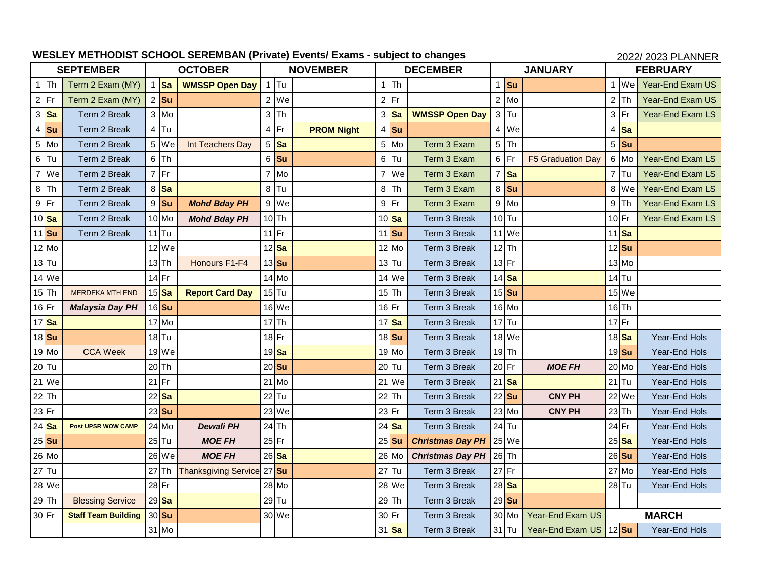**WESLEY METHODIST SCHOOL SEREMBAN (Private) Events/ Exams - subject to changes**

2022/ 2023 PLANNER

| SEPTEMBER | | | OCTOBER | | | NOVEMBER | | | DECEMBER | | | JANUARY | | | FEBRUARY | | |
|---|---|---|---|---|---|---|---|---|---|---|---|---|---|---|---|---|---|
| 1 | Th | Term 2 Exam (MY) | 1 | **Sa** | **WMSSP Open Day** | 1 | Tu | | 1 | Th | | 1 | **Su** | | 1 | We | Year-End Exam US |
| 2 | Fr | Term 2 Exam (MY) | 2 | **Su** | | 2 | We | | 2 | Fr | | 2 | Mo | | 2 | Th | Year-End Exam US |
| 3 | **Sa** | Term 2 Break | 3 | Mo | | 3 | Th | | 3 | **Sa** | **WMSSP Open Day** | 3 | Tu | | 3 | Fr | Year-End Exam LS |
| 4 | **Su** | Term 2 Break | 4 | Tu | | 4 | Fr | **PROM Night** | 4 | **Su** | | 4 | We | | 4 | **Sa** | |
| 5 | Mo | Term 2 Break | 5 | We | Int Teachers Day | 5 | **Sa** | | 5 | Mo | Term 3 Exam | 5 | Th | | 5 | **Su** | |
| 6 | Tu | Term 2 Break | 6 | Th | | 6 | **Su** | | 6 | Tu | Term 3 Exam | 6 | Fr | F5 Graduation Day | 6 | Mo | Year-End Exam LS |
| 7 | We | Term 2 Break | 7 | Fr | | 7 | Mo | | 7 | We | Term 3 Exam | 7 | **Sa** | | 7 | Tu | Year-End Exam LS |
| 8 | Th | Term 2 Break | 8 | **Sa** | | 8 | Tu | | 8 | Th | Term 3 Exam | 8 | **Su** | | 8 | We | Year-End Exam LS |
| 9 | Fr | Term 2 Break | 9 | **Su** | ***Mohd Bday PH*** | 9 | We | | 9 | Fr | Term 3 Exam | 9 | Mo | | 9 | Th | Year-End Exam LS |
| 10 | **Sa** | Term 2 Break | 10 | Mo | ***Mohd Bday PH*** | 10 | Th | | 10 | **Sa** | Term 3 Break | 10 | Tu | | 10 | Fr | Year-End Exam LS |
| 11 | **Su** | Term 2 Break | 11 | Tu | | 11 | Fr | | 11 | **Su** | Term 3 Break | 11 | We | | 11 | **Sa** | |
| 12 | Mo | | 12 | We | | 12 | **Sa** | | 12 | Mo | Term 3 Break | 12 | Th | | 12 | **Su** | |
| 13 | Tu | | 13 | Th | Honours F1-F4 | 13 | **Su** | | 13 | Tu | Term 3 Break | 13 | Fr | | 13 | Mo | |
| 14 | We | | 14 | Fr | | 14 | Mo | | 14 | We | Term 3 Break | 14 | **Sa** | | 14 | Tu | |
| 15 | Th | MERDEKA MTH END | 15 | **Sa** | **Report Card Day** | 15 | Tu | | 15 | Th | Term 3 Break | 15 | **Su** | | 15 | We | |
| 16 | Fr | ***Malaysia Day PH*** | 16 | **Su** | | 16 | We | | 16 | Fr | Term 3 Break | 16 | Mo | | 16 | Th | |
| 17 | **Sa** | | 17 | Mo | | 17 | Th | | 17 | **Sa** | Term 3 Break | 17 | Tu | | 17 | Fr | |
| 18 | **Su** | | 18 | Tu | | 18 | Fr | | 18 | **Su** | Term 3 Break | 18 | We | | 18 | **Sa** | Year-End Hols |
| 19 | Mo | CCA Week | 19 | We | | 19 | **Sa** | | 19 | Mo | Term 3 Break | 19 | Th | | 19 | **Su** | Year-End Hols |
| 20 | Tu | | 20 | Th | | 20 | **Su** | | 20 | Tu | Term 3 Break | 20 | Fr | ***MOE FH*** | 20 | Mo | Year-End Hols |
| 21 | We | | 21 | Fr | | 21 | Mo | | 21 | We | Term 3 Break | 21 | **Sa** | | 21 | Tu | Year-End Hols |
| 22 | Th | | 22 | **Sa** | | 22 | Tu | | 22 | Th | Term 3 Break | 22 | **Su** | **CNY PH** | 22 | We | Year-End Hols |
| 23 | Fr | | 23 | **Su** | | 23 | We | | 23 | Fr | Term 3 Break | 23 | Mo | **CNY PH** | 23 | Th | Year-End Hols |
| 24 | **Sa** | **Post UPSR WOW CAMP** | 24 | Mo | ***Dewali PH*** | 24 | Th | | 24 | **Sa** | Term 3 Break | 24 | Tu | | 24 | Fr | Year-End Hols |
| 25 | **Su** | | 25 | Tu | ***MOE FH*** | 25 | Fr | | 25 | **Su** | ***Christmas Day PH*** | 25 | We | | 25 | **Sa** | Year-End Hols |
| 26 | Mo | | 26 | We | ***MOE FH*** | 26 | **Sa** | | 26 | Mo | ***Christmas Day PH*** | 26 | Th | | 26 | **Su** | Year-End Hols |
| 27 | Tu | | 27 | Th | Thanksgiving Service | 27 | **Su** | | 27 | Tu | Term 3 Break | 27 | Fr | | 27 | Mo | Year-End Hols |
| 28 | We | | 28 | Fr | | 28 | Mo | | 28 | We | Term 3 Break | 28 | **Sa** | | 28 | Tu | Year-End Hols |
| 29 | Th | Blessing Service | 29 | **Sa** | | 29 | Tu | | 29 | Th | Term 3 Break | 29 | **Su** | | | | |
| 30 | Fr | **Staff Team Building** | 30 | **Su** | | 30 | We | | 30 | Fr | Term 3 Break | 30 | Mo | Year-End Exam US | **MARCH** | | |
| | | | 31 | Mo | | | | | 31 | **Sa** | Term 3 Break | 31 | Tu | Year-End Exam US | 12 | **Su** | Year-End Hols |